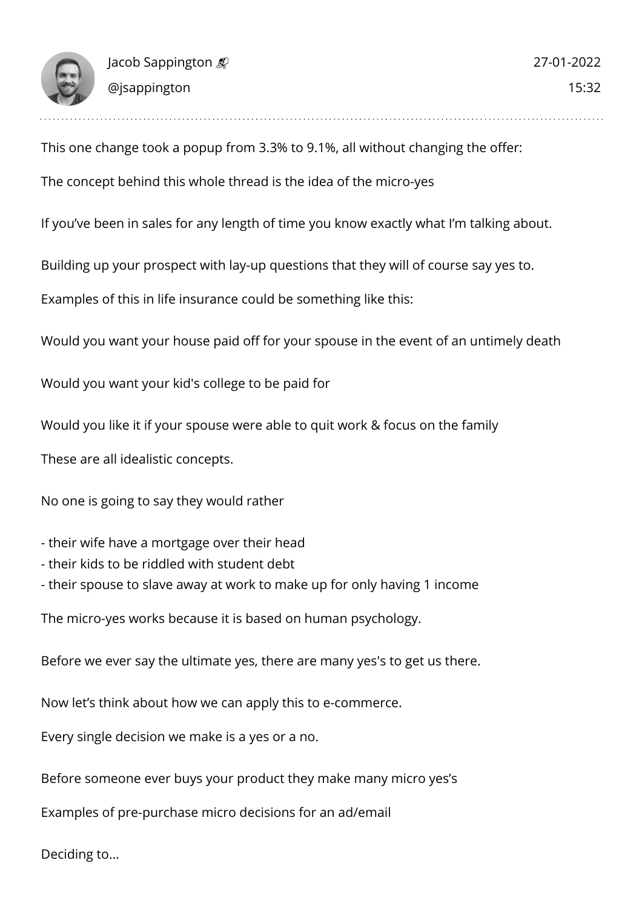Jacob Sappington 🚀
@jsappington

27-01-2022
15:32

This one change took a popup from 3.3% to 9.1%, all without changing the offer:

The concept behind this whole thread is the idea of the micro-yes

If you've been in sales for any length of time you know exactly what I'm talking about.

Building up your prospect with lay-up questions that they will of course say yes to.

Examples of this in life insurance could be something like this:

Would you want your house paid off for your spouse in the event of an untimely death

Would you want your kid's college to be paid for

Would you like it if your spouse were able to quit work & focus on the family

These are all idealistic concepts.

No one is going to say they would rather

- their wife have a mortgage over their head
- their kids to be riddled with student debt
- their spouse to slave away at work to make up for only having 1 income

The micro-yes works because it is based on human psychology.

Before we ever say the ultimate yes, there are many yes's to get us there.

Now let's think about how we can apply this to e-commerce.

Every single decision we make is a yes or a no.

Before someone ever buys your product they make many micro yes's

Examples of pre-purchase micro decisions for an ad/email

Deciding to...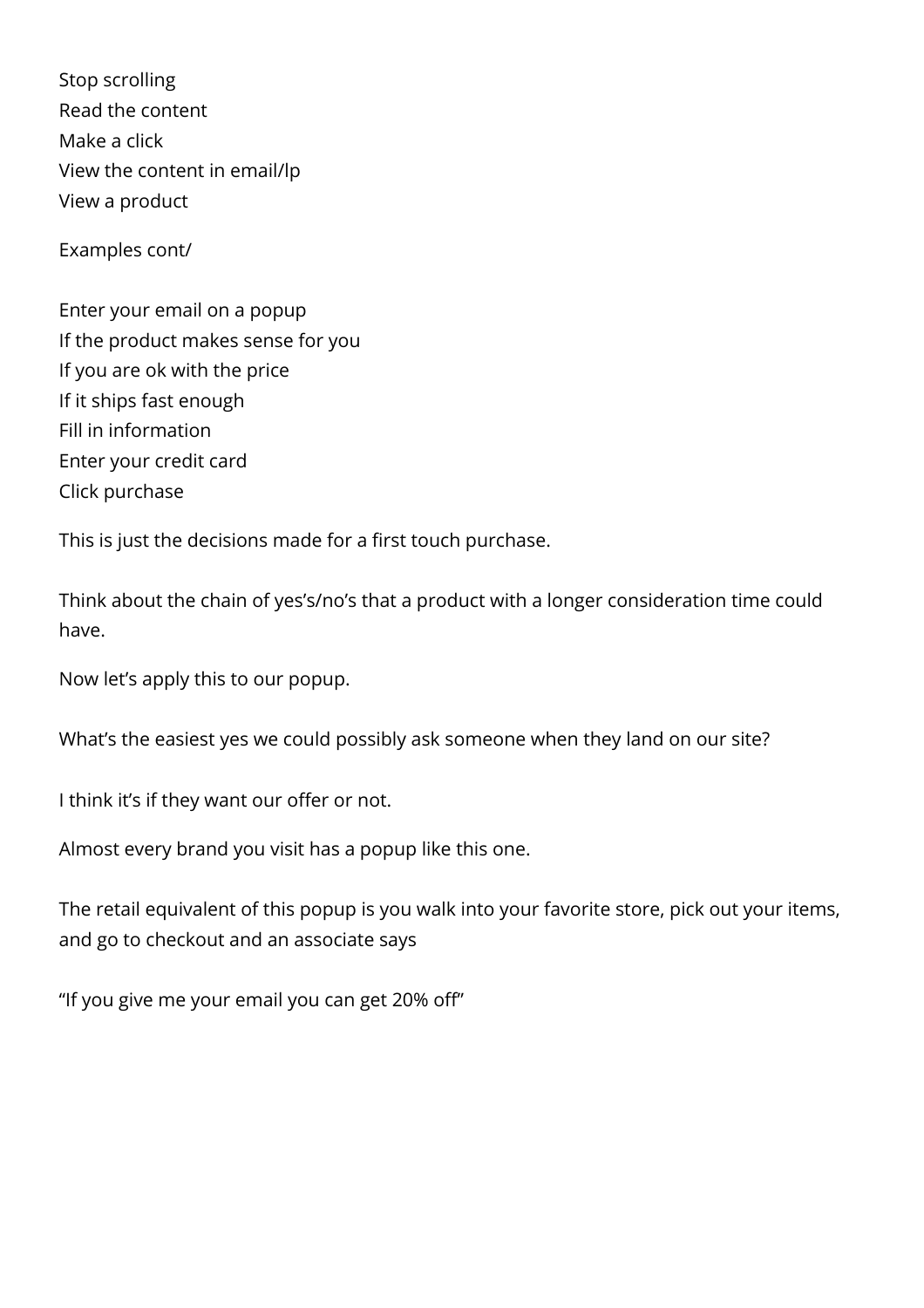Stop scrolling
Read the content
Make a click
View the content in email/lp
View a product

Examples cont/

Enter your email on a popup
If the product makes sense for you
If you are ok with the price
If it ships fast enough
Fill in information
Enter your credit card
Click purchase

This is just the decisions made for a first touch purchase.

Think about the chain of yes's/no's that a product with a longer consideration time could have.

Now let's apply this to our popup.

What's the easiest yes we could possibly ask someone when they land on our site?

I think it's if they want our offer or not.

Almost every brand you visit has a popup like this one.

The retail equivalent of this popup is you walk into your favorite store, pick out your items, and go to checkout and an associate says

"If you give me your email you can get 20% off"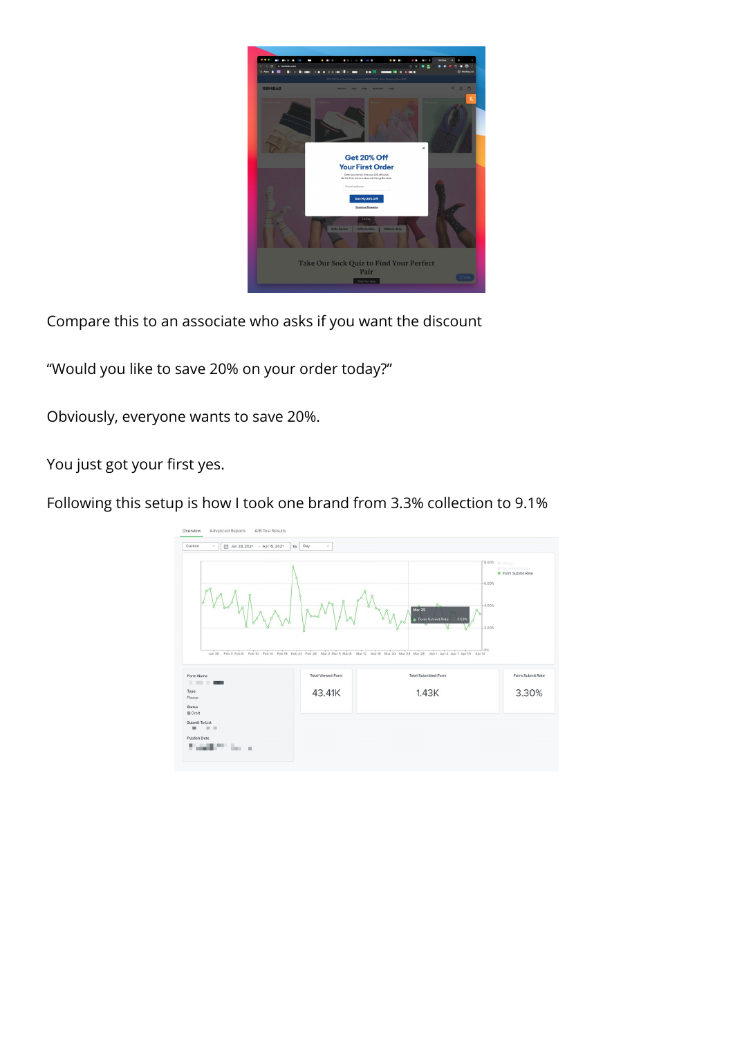Compare this to an associate who asks if you want the discount

“Would you like to save 20% on your order today?”

Obviously, everyone wants to save 20%.

You just got your first yes.

Following this setup is how I took one brand from 3.3% collection to 9.1%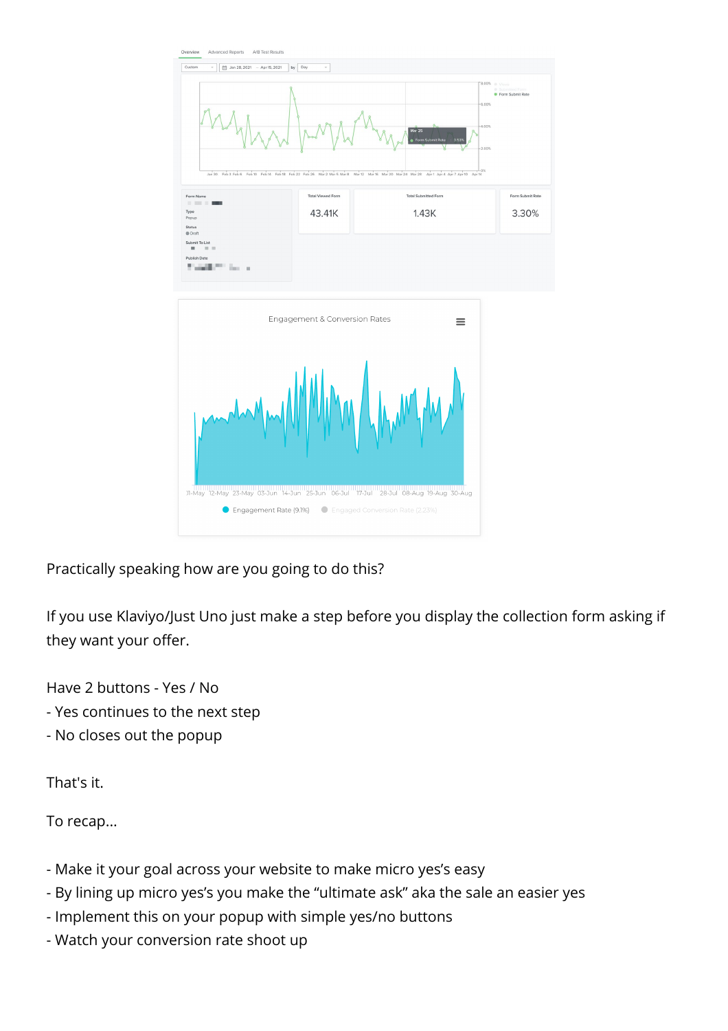Practically speaking how are you going to do this?

If you use Klaviyo/Just Uno just make a step before you display the collection form asking if they want your offer.

Have 2 buttons - Yes / No
- Yes continues to the next step
- No closes out the popup

That's it.

To recap...

- Make it your goal across your website to make micro yes's easy
- By lining up micro yes's you make the "ultimate ask" aka the sale an easier yes
- Implement this on your popup with simple yes/no buttons
- Watch your conversion rate shoot up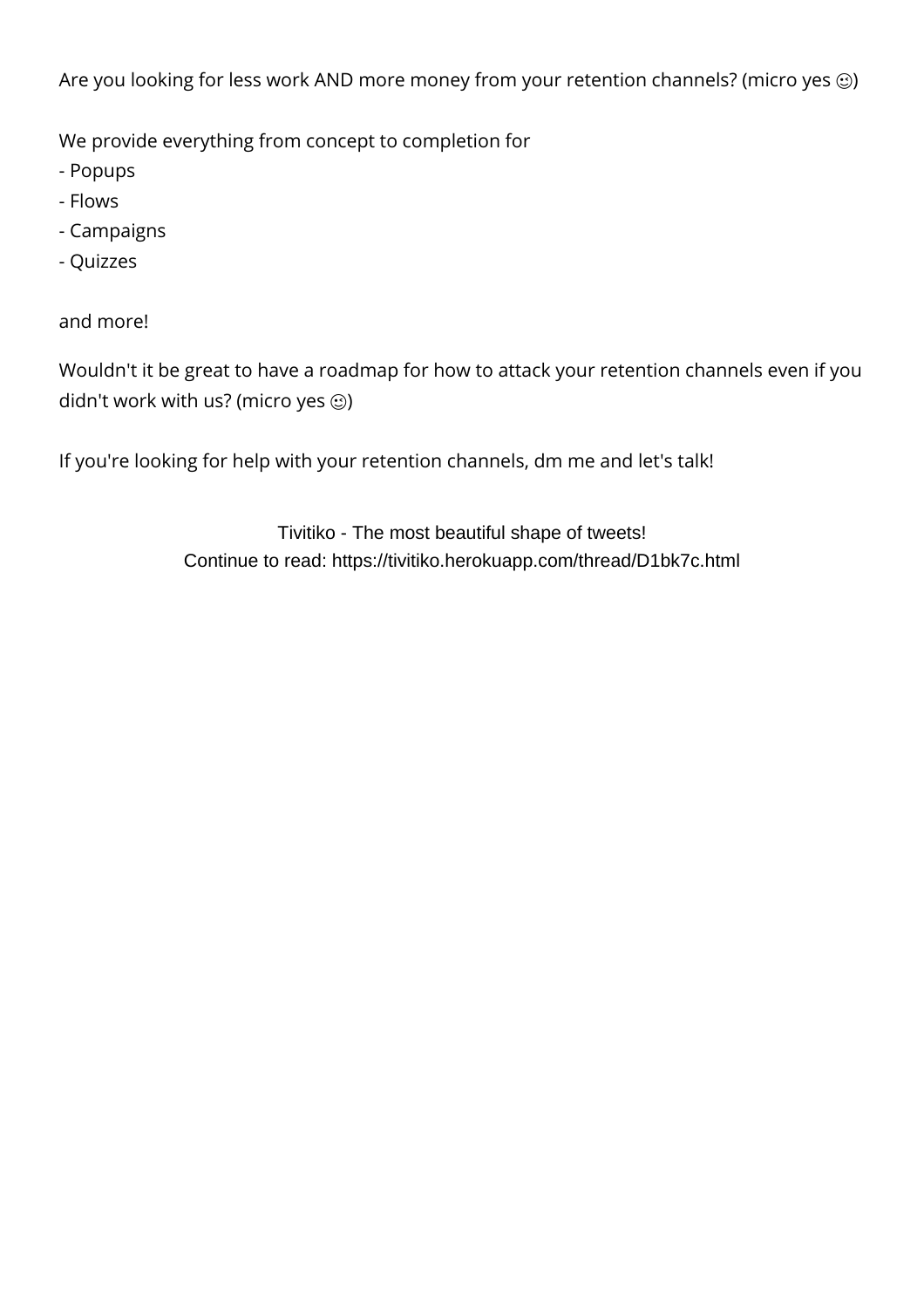Are you looking for less work AND more money from your retention channels? (micro yes ☺)

We provide everything from concept to completion for
- Popups
- Flows
- Campaigns
- Quizzes

and more!

Wouldn't it be great to have a roadmap for how to attack your retention channels even if you didn't work with us? (micro yes ☺)

If you're looking for help with your retention channels, dm me and let's talk!

Tivitiko - The most beautiful shape of tweets!
Continue to read: https://tivitiko.herokuapp.com/thread/D1bk7c.html